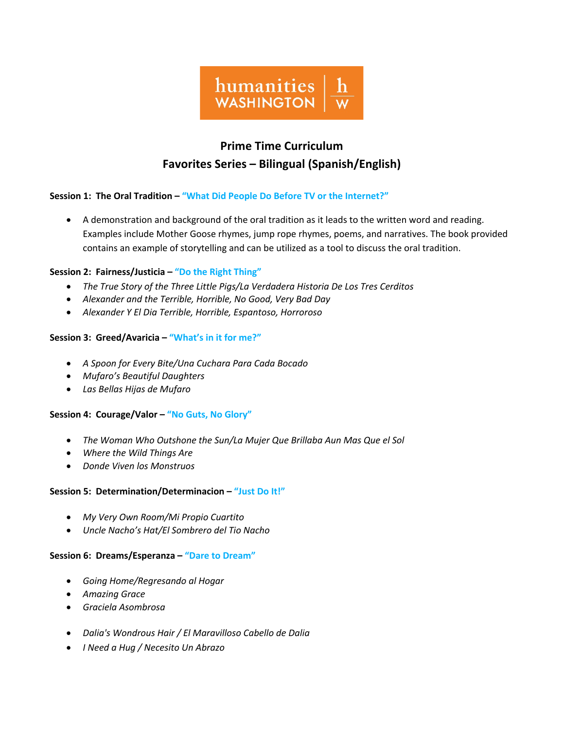humanities WASHINGTON

# Prime Time Curriculum

## Favorites Series – Bilingual (Spanish/English)

**Session 1: The Oral Tradition – "What Did People Do Before TV or the Internet?"**

- A demonstration and background of the oral tradition as it leads to the written word and reading. Examples include Mother Goose rhymes, jump rope rhymes, poems, and narratives. The book provided contains an example of storytelling and can be utilized as a tool to discuss the oral tradition.

**Session 2: Fairness/Justicia – "Do the Right Thing"**

- *The True Story of the Three Little Pigs/La Verdadera Historia De Los Tres Cerditos*
- *Alexander and the Terrible, Horrible, No Good, Very Bad Day*
- *Alexander Y El Dia Terrible, Horrible, Espantoso, Horroroso*

**Session 3: Greed/Avaricia – "What's in it for me?"**

- *A Spoon for Every Bite/Una Cuchara Para Cada Bocado*
- *Mufaro's Beautiful Daughters*
- *Las Bellas Hijas de Mufaro*

**Session 4: Courage/Valor – "No Guts, No Glory"**

- *The Woman Who Outshone the Sun/La Mujer Que Brillaba Aun Mas Que el Sol*
- *Where the Wild Things Are*
- *Donde Viven los Monstruos*

**Session 5: Determination/Determinacion – "Just Do It!"**

- *My Very Own Room/Mi Propio Cuartito*
- *Uncle Nacho's Hat/El Sombrero del Tio Nacho*

**Session 6: Dreams/Esperanza – "Dare to Dream"**

- *Going Home/Regresando al Hogar*
- *Amazing Grace*
- *Graciela Asombrosa*

- *Dalia's Wondrous Hair / El Maravilloso Cabello de Dalia*
- *I Need a Hug / Necesito Un Abrazo*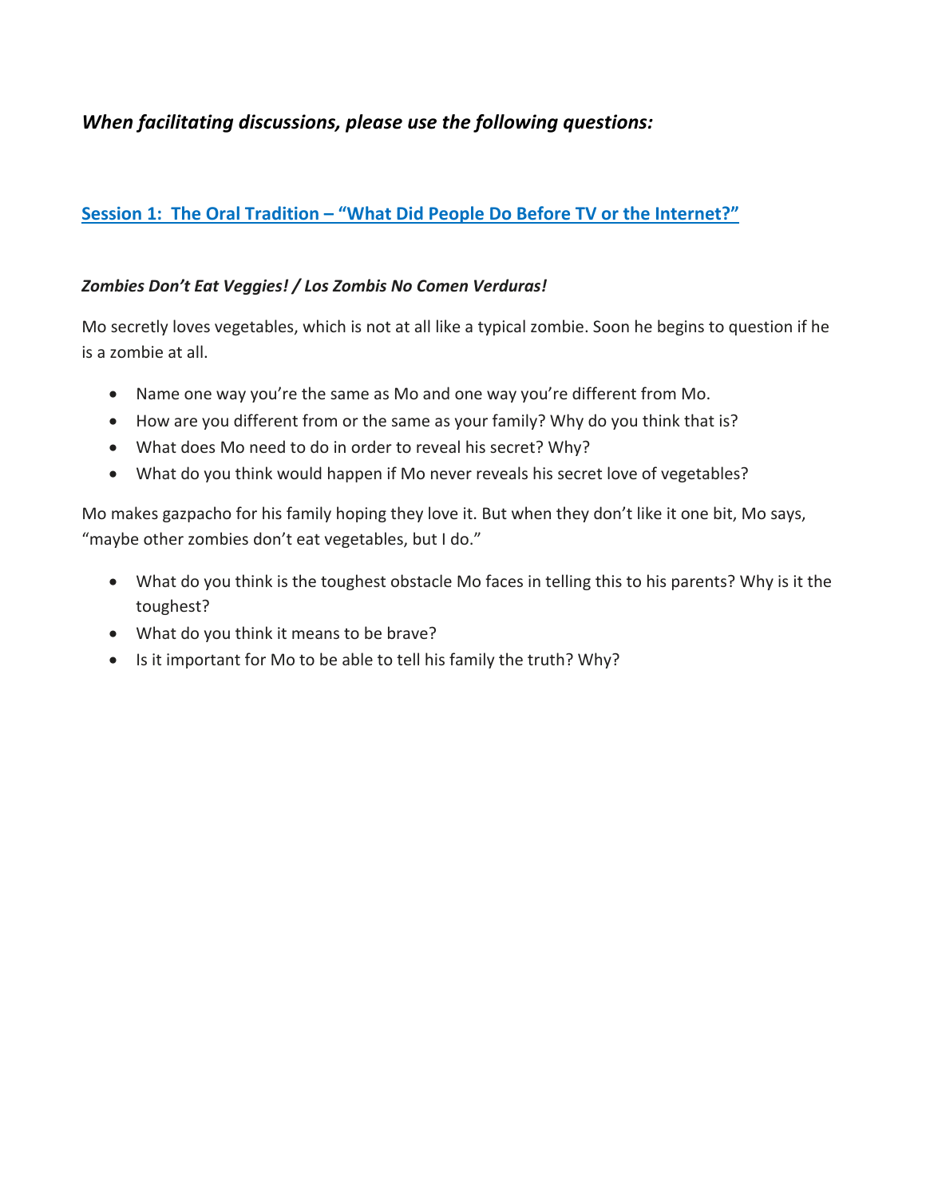### *When facilitating discussions, please use the following questions:*

## Session 1: The Oral Tradition – "What Did People Do Before TV or the Internet?"

***Zombies Don't Eat Veggies! / Los Zombis No Comen Verduras!***

Mo secretly loves vegetables, which is not at all like a typical zombie. Soon he begins to question if he is a zombie at all.

- Name one way you're the same as Mo and one way you're different from Mo.
- How are you different from or the same as your family? Why do you think that is?
- What does Mo need to do in order to reveal his secret? Why?
- What do you think would happen if Mo never reveals his secret love of vegetables?

Mo makes gazpacho for his family hoping they love it. But when they don't like it one bit, Mo says, "maybe other zombies don't eat vegetables, but I do."

- What do you think is the toughest obstacle Mo faces in telling this to his parents? Why is it the toughest?
- What do you think it means to be brave?
- Is it important for Mo to be able to tell his family the truth? Why?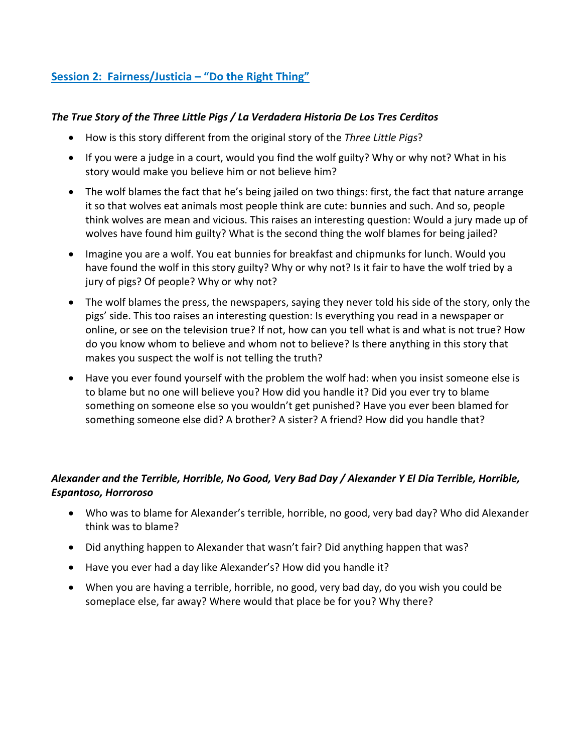## [Session 2: Fairness/Justicia – "Do the Right Thing"]

### *The True Story of the Three Little Pigs / La Verdadera Historia De Los Tres Cerditos*

- How is this story different from the original story of the *Three Little Pigs*?
- If you were a judge in a court, would you find the wolf guilty? Why or why not? What in his story would make you believe him or not believe him?
- The wolf blames the fact that he's being jailed on two things: first, the fact that nature arrange it so that wolves eat animals most people think are cute: bunnies and such. And so, people think wolves are mean and vicious. This raises an interesting question: Would a jury made up of wolves have found him guilty? What is the second thing the wolf blames for being jailed?
- Imagine you are a wolf. You eat bunnies for breakfast and chipmunks for lunch. Would you have found the wolf in this story guilty? Why or why not? Is it fair to have the wolf tried by a jury of pigs? Of people? Why or why not?
- The wolf blames the press, the newspapers, saying they never told his side of the story, only the pigs' side. This too raises an interesting question: Is everything you read in a newspaper or online, or see on the television true? If not, how can you tell what is and what is not true? How do you know whom to believe and whom not to believe? Is there anything in this story that makes you suspect the wolf is not telling the truth?
- Have you ever found yourself with the problem the wolf had: when you insist someone else is to blame but no one will believe you? How did you handle it? Did you ever try to blame something on someone else so you wouldn't get punished? Have you ever been blamed for something someone else did? A brother? A sister? A friend? How did you handle that?

### *Alexander and the Terrible, Horrible, No Good, Very Bad Day / Alexander Y El Dia Terrible, Horrible, Espantoso, Horroroso*

- Who was to blame for Alexander's terrible, horrible, no good, very bad day? Who did Alexander think was to blame?
- Did anything happen to Alexander that wasn't fair? Did anything happen that was?
- Have you ever had a day like Alexander's? How did you handle it?
- When you are having a terrible, horrible, no good, very bad day, do you wish you could be someplace else, far away? Where would that place be for you? Why there?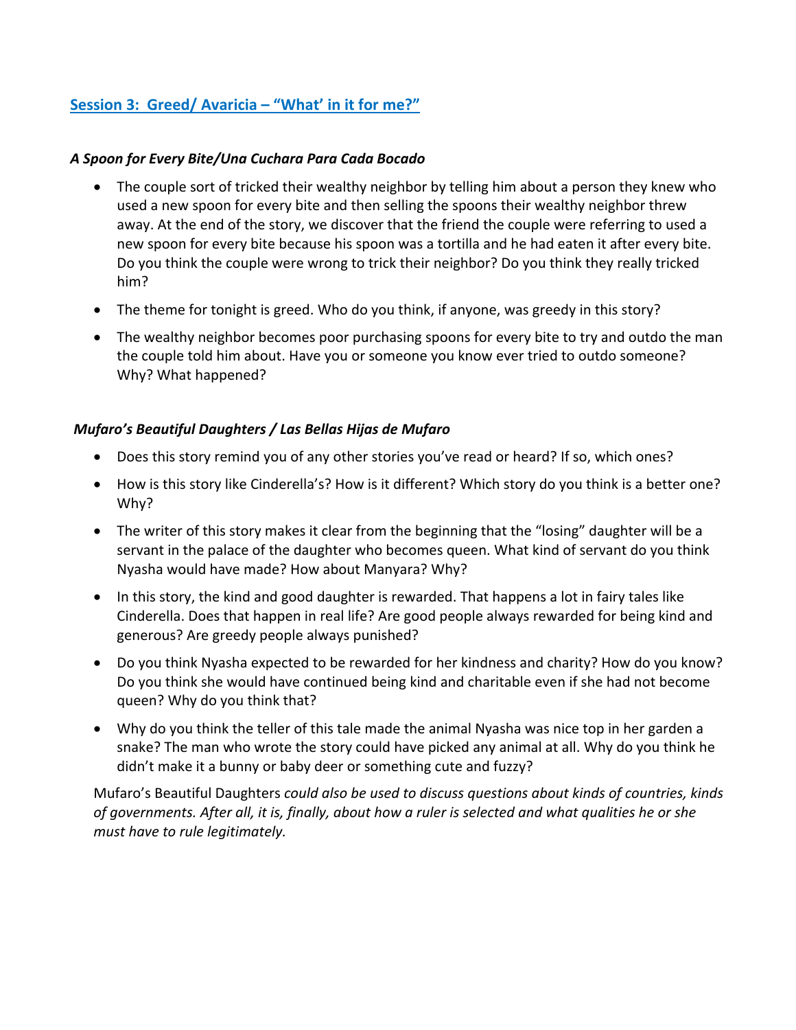## Session 3: Greed/ Avaricia – "What' in it for me?"

### *A Spoon for Every Bite/Una Cuchara Para Cada Bocado*

- The couple sort of tricked their wealthy neighbor by telling him about a person they knew who used a new spoon for every bite and then selling the spoons their wealthy neighbor threw away. At the end of the story, we discover that the friend the couple were referring to used a new spoon for every bite because his spoon was a tortilla and he had eaten it after every bite. Do you think the couple were wrong to trick their neighbor? Do you think they really tricked him?
- The theme for tonight is greed. Who do you think, if anyone, was greedy in this story?
- The wealthy neighbor becomes poor purchasing spoons for every bite to try and outdo the man the couple told him about. Have you or someone you know ever tried to outdo someone? Why? What happened?

### *Mufaro's Beautiful Daughters / Las Bellas Hijas de Mufaro*

- Does this story remind you of any other stories you've read or heard? If so, which ones?
- How is this story like Cinderella's? How is it different? Which story do you think is a better one? Why?
- The writer of this story makes it clear from the beginning that the "losing" daughter will be a servant in the palace of the daughter who becomes queen. What kind of servant do you think Nyasha would have made? How about Manyara? Why?
- In this story, the kind and good daughter is rewarded. That happens a lot in fairy tales like Cinderella. Does that happen in real life? Are good people always rewarded for being kind and generous? Are greedy people always punished?
- Do you think Nyasha expected to be rewarded for her kindness and charity? How do you know? Do you think she would have continued being kind and charitable even if she had not become queen? Why do you think that?
- Why do you think the teller of this tale made the animal Nyasha was nice top in her garden a snake? The man who wrote the story could have picked any animal at all. Why do you think he didn't make it a bunny or baby deer or something cute and fuzzy?

Mufaro's Beautiful Daughters *could also be used to discuss questions about kinds of countries, kinds of governments. After all, it is, finally, about how a ruler is selected and what qualities he or she must have to rule legitimately.*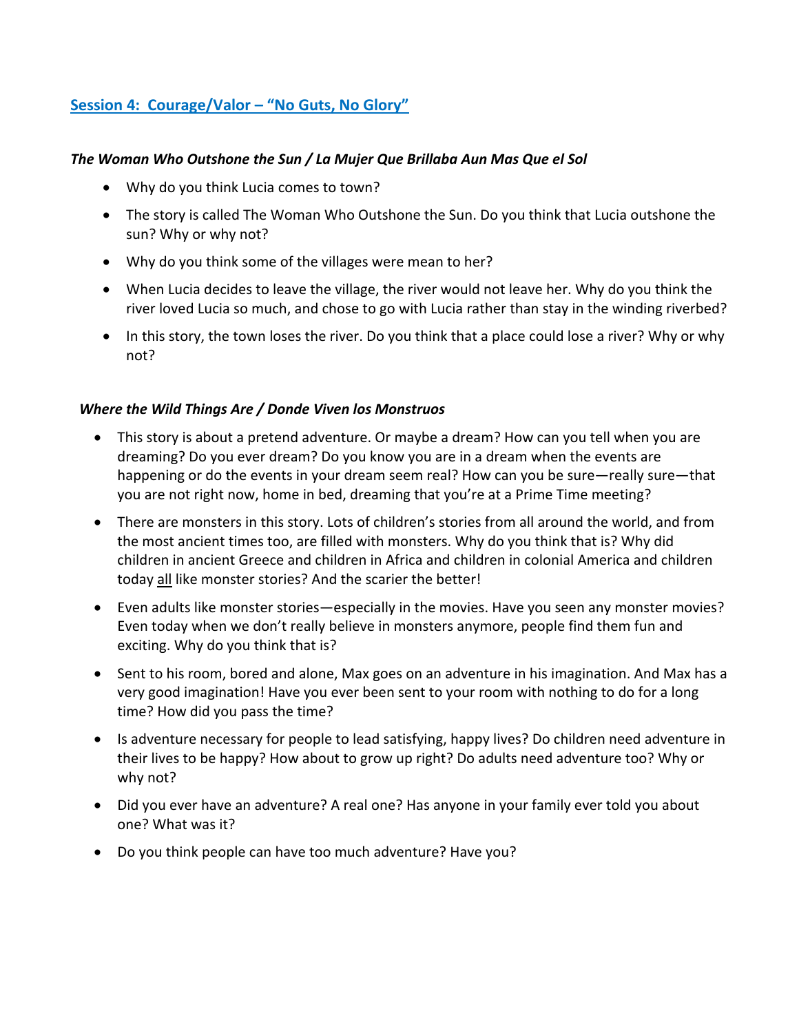## Session 4: Courage/Valor – "No Guts, No Glory"

***The Woman Who Outshone the Sun / La Mujer Que Brillaba Aun Mas Que el Sol***

- Why do you think Lucia comes to town?
- The story is called The Woman Who Outshone the Sun. Do you think that Lucia outshone the sun? Why or why not?
- Why do you think some of the villages were mean to her?
- When Lucia decides to leave the village, the river would not leave her. Why do you think the river loved Lucia so much, and chose to go with Lucia rather than stay in the winding riverbed?
- In this story, the town loses the river. Do you think that a place could lose a river? Why or why not?

***Where the Wild Things Are / Donde Viven los Monstruos***

- This story is about a pretend adventure. Or maybe a dream? How can you tell when you are dreaming? Do you ever dream? Do you know you are in a dream when the events are happening or do the events in your dream seem real? How can you be sure—really sure—that you are not right now, home in bed, dreaming that you're at a Prime Time meeting?
- There are monsters in this story. Lots of children's stories from all around the world, and from the most ancient times too, are filled with monsters. Why do you think that is? Why did children in ancient Greece and children in Africa and children in colonial America and children today <u>all</u> like monster stories? And the scarier the better!
- Even adults like monster stories—especially in the movies. Have you seen any monster movies? Even today when we don't really believe in monsters anymore, people find them fun and exciting. Why do you think that is?
- Sent to his room, bored and alone, Max goes on an adventure in his imagination. And Max has a very good imagination! Have you ever been sent to your room with nothing to do for a long time? How did you pass the time?
- Is adventure necessary for people to lead satisfying, happy lives? Do children need adventure in their lives to be happy? How about to grow up right? Do adults need adventure too? Why or why not?
- Did you ever have an adventure? A real one? Has anyone in your family ever told you about one? What was it?
- Do you think people can have too much adventure? Have you?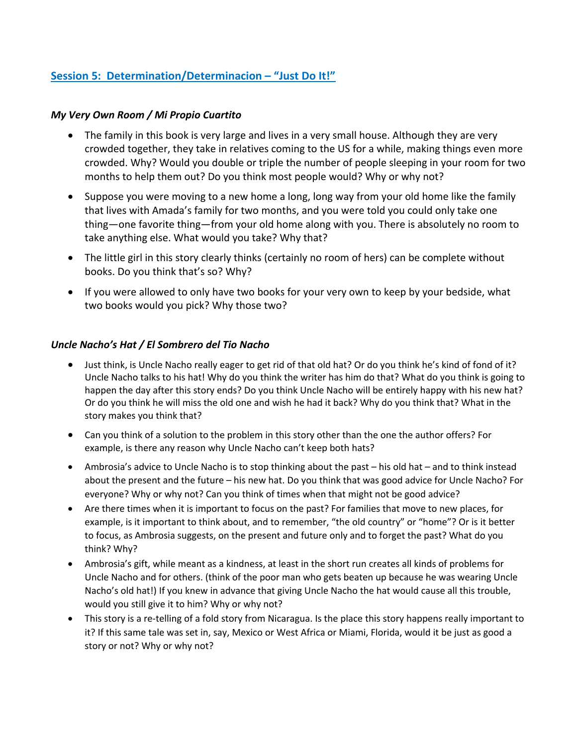## Session 5: Determination/Determinacion – "Just Do It!"

### *My Very Own Room / Mi Propio Cuartito*

- The family in this book is very large and lives in a very small house. Although they are very crowded together, they take in relatives coming to the US for a while, making things even more crowded. Why? Would you double or triple the number of people sleeping in your room for two months to help them out? Do you think most people would? Why or why not?
- Suppose you were moving to a new home a long, long way from your old home like the family that lives with Amada's family for two months, and you were told you could only take one thing—one favorite thing—from your old home along with you. There is absolutely no room to take anything else. What would you take? Why that?
- The little girl in this story clearly thinks (certainly no room of hers) can be complete without books. Do you think that's so? Why?
- If you were allowed to only have two books for your very own to keep by your bedside, what two books would you pick? Why those two?

### *Uncle Nacho's Hat / El Sombrero del Tio Nacho*

- Just think, is Uncle Nacho really eager to get rid of that old hat? Or do you think he's kind of fond of it? Uncle Nacho talks to his hat! Why do you think the writer has him do that? What do you think is going to happen the day after this story ends? Do you think Uncle Nacho will be entirely happy with his new hat? Or do you think he will miss the old one and wish he had it back? Why do you think that? What in the story makes you think that?
- Can you think of a solution to the problem in this story other than the one the author offers? For example, is there any reason why Uncle Nacho can't keep both hats?
- Ambrosia's advice to Uncle Nacho is to stop thinking about the past – his old hat – and to think instead about the present and the future – his new hat. Do you think that was good advice for Uncle Nacho? For everyone? Why or why not? Can you think of times when that might not be good advice?
- Are there times when it is important to focus on the past? For families that move to new places, for example, is it important to think about, and to remember, "the old country" or "home"? Or is it better to focus, as Ambrosia suggests, on the present and future only and to forget the past? What do you think? Why?
- Ambrosia's gift, while meant as a kindness, at least in the short run creates all kinds of problems for Uncle Nacho and for others. (think of the poor man who gets beaten up because he was wearing Uncle Nacho's old hat!) If you knew in advance that giving Uncle Nacho the hat would cause all this trouble, would you still give it to him? Why or why not?
- This story is a re-telling of a fold story from Nicaragua. Is the place this story happens really important to it? If this same tale was set in, say, Mexico or West Africa or Miami, Florida, would it be just as good a story or not? Why or why not?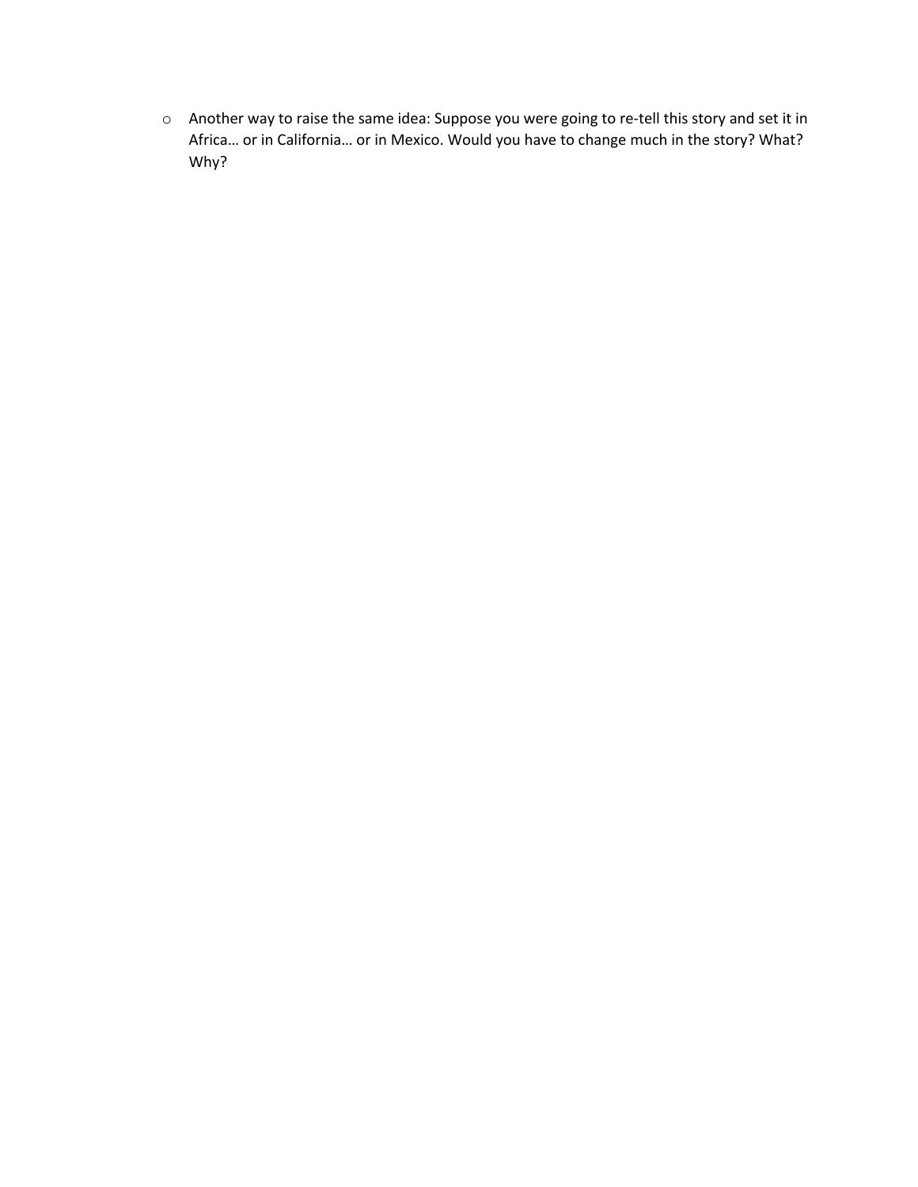- Another way to raise the same idea: Suppose you were going to re-tell this story and set it in Africa… or in California… or in Mexico. Would you have to change much in the story? What? Why?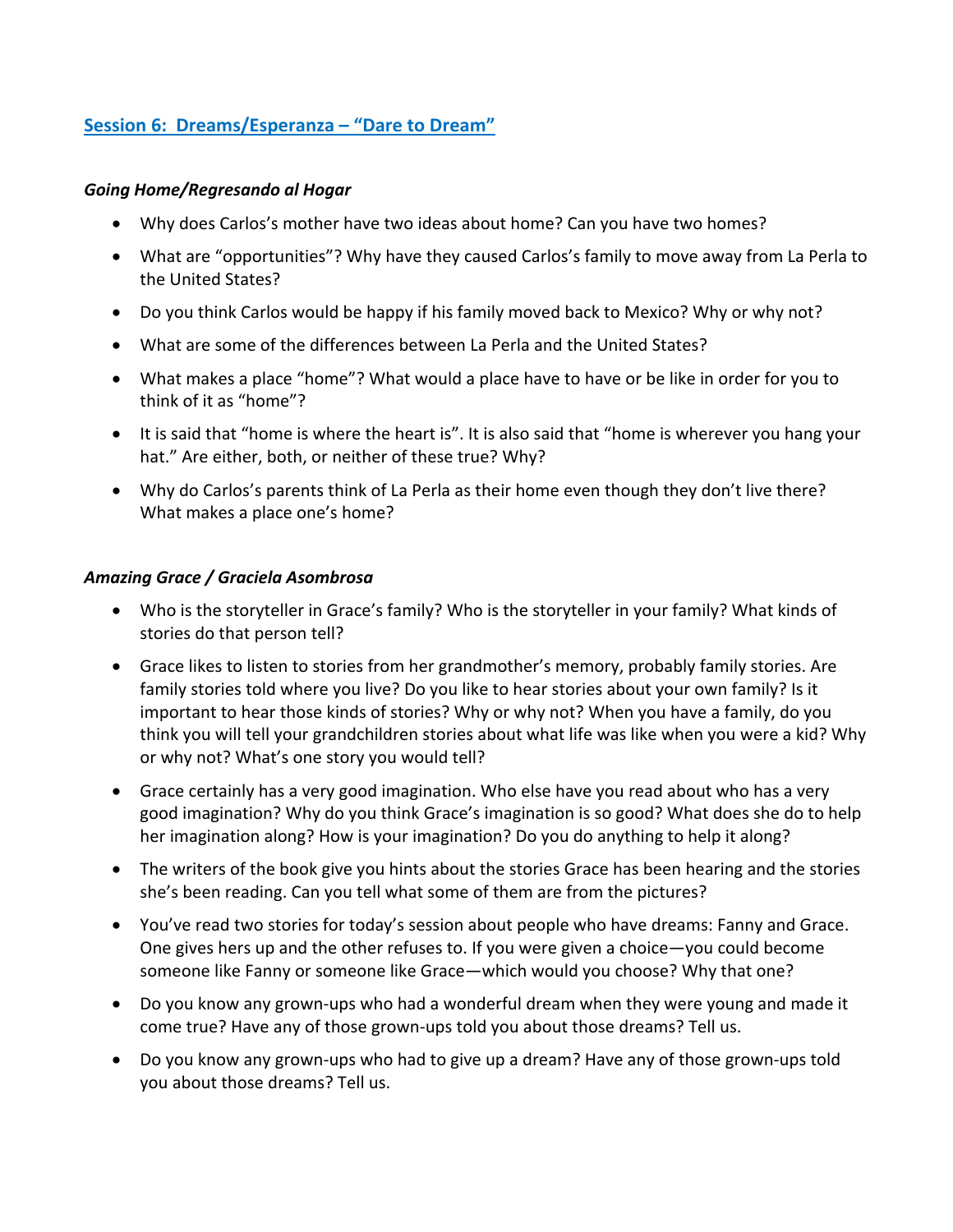## Session 6: Dreams/Esperanza – "Dare to Dream"

***Going Home/Regresando al Hogar***

- Why does Carlos's mother have two ideas about home? Can you have two homes?
- What are "opportunities"? Why have they caused Carlos's family to move away from La Perla to the United States?
- Do you think Carlos would be happy if his family moved back to Mexico? Why or why not?
- What are some of the differences between La Perla and the United States?
- What makes a place "home"? What would a place have to have or be like in order for you to think of it as "home"?
- It is said that "home is where the heart is". It is also said that "home is wherever you hang your hat." Are either, both, or neither of these true? Why?
- Why do Carlos's parents think of La Perla as their home even though they don't live there? What makes a place one's home?

***Amazing Grace / Graciela Asombrosa***

- Who is the storyteller in Grace's family? Who is the storyteller in your family? What kinds of stories do that person tell?
- Grace likes to listen to stories from her grandmother's memory, probably family stories. Are family stories told where you live? Do you like to hear stories about your own family? Is it important to hear those kinds of stories? Why or why not? When you have a family, do you think you will tell your grandchildren stories about what life was like when you were a kid? Why or why not? What's one story you would tell?
- Grace certainly has a very good imagination. Who else have you read about who has a very good imagination? Why do you think Grace's imagination is so good? What does she do to help her imagination along? How is your imagination? Do you do anything to help it along?
- The writers of the book give you hints about the stories Grace has been hearing and the stories she's been reading. Can you tell what some of them are from the pictures?
- You've read two stories for today's session about people who have dreams: Fanny and Grace. One gives hers up and the other refuses to. If you were given a choice—you could become someone like Fanny or someone like Grace—which would you choose? Why that one?
- Do you know any grown-ups who had a wonderful dream when they were young and made it come true? Have any of those grown-ups told you about those dreams? Tell us.
- Do you know any grown-ups who had to give up a dream? Have any of those grown-ups told you about those dreams? Tell us.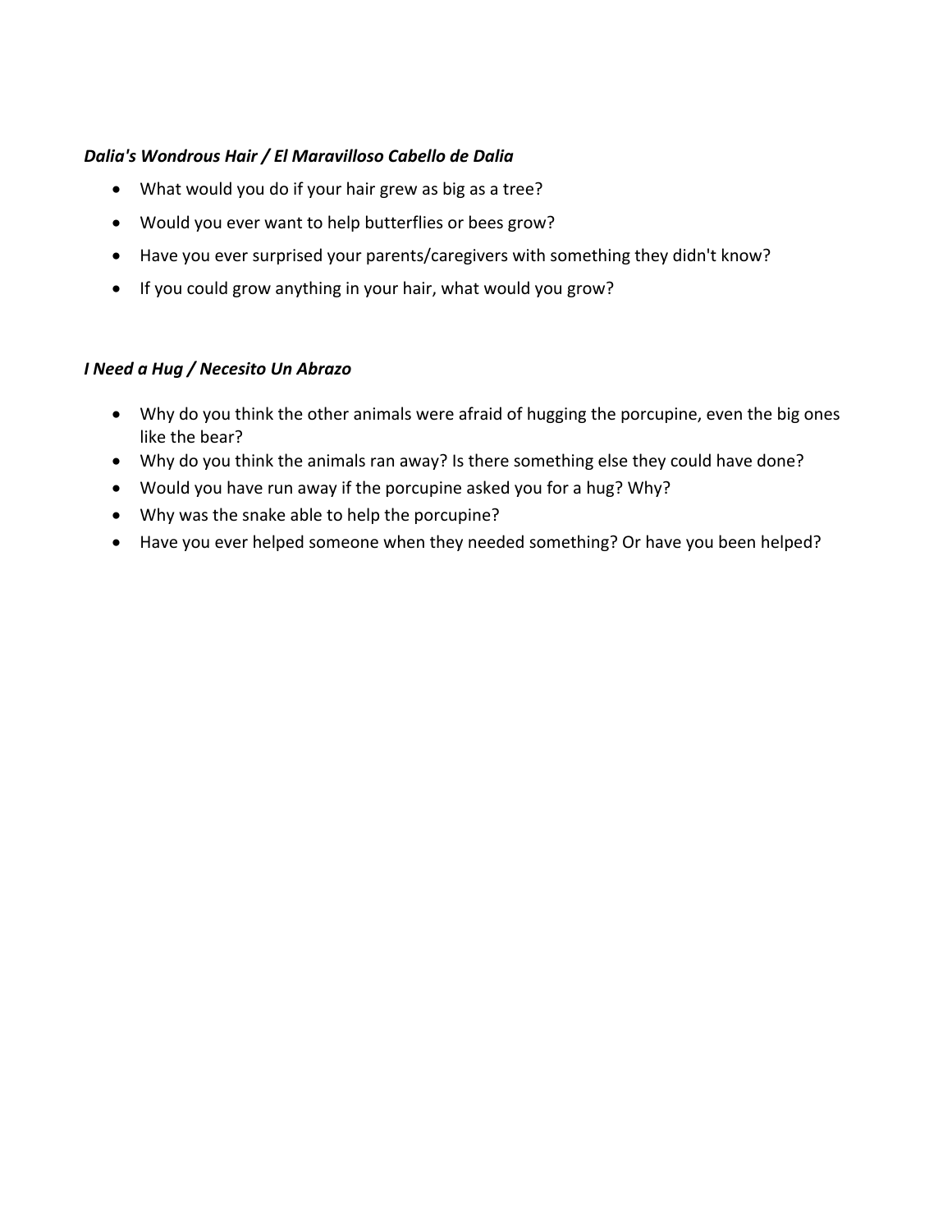*Dalia's Wondrous Hair / El Maravilloso Cabello de Dalia*

- What would you do if your hair grew as big as a tree?
- Would you ever want to help butterflies or bees grow?
- Have you ever surprised your parents/caregivers with something they didn't know?
- If you could grow anything in your hair, what would you grow?

*I Need a Hug / Necesito Un Abrazo*

- Why do you think the other animals were afraid of hugging the porcupine, even the big ones like the bear?
- Why do you think the animals ran away? Is there something else they could have done?
- Would you have run away if the porcupine asked you for a hug? Why?
- Why was the snake able to help the porcupine?
- Have you ever helped someone when they needed something? Or have you been helped?